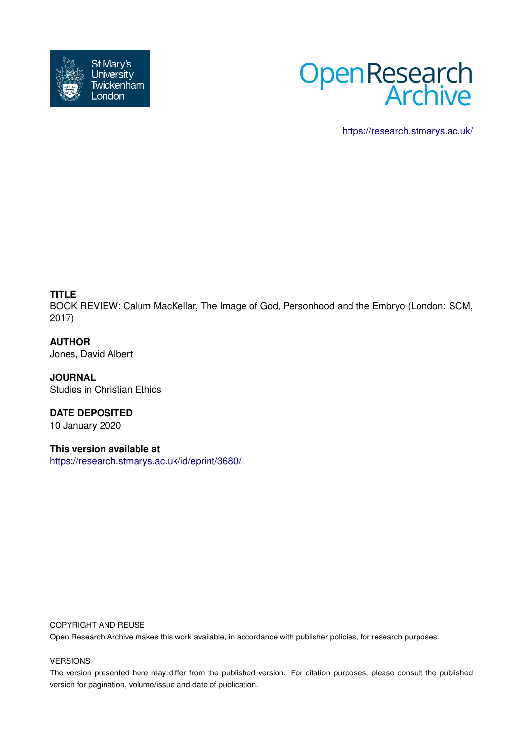St Mary's University Twickenham London

Open Research Archive

https://research.stmarys.ac.uk/

**TITLE**

BOOK REVIEW: Calum MacKellar, The Image of God, Personhood and the Embryo (London: SCM, 2017)

**AUTHOR**

Jones, David Albert

**JOURNAL**

Studies in Christian Ethics

**DATE DEPOSITED**

10 January 2020

**This version available at**

https://research.stmarys.ac.uk/id/eprint/3680/

COPYRIGHT AND REUSE

Open Research Archive makes this work available, in accordance with publisher policies, for research purposes.

VERSIONS

The version presented here may differ from the published version. For citation purposes, please consult the published version for pagination, volume/issue and date of publication.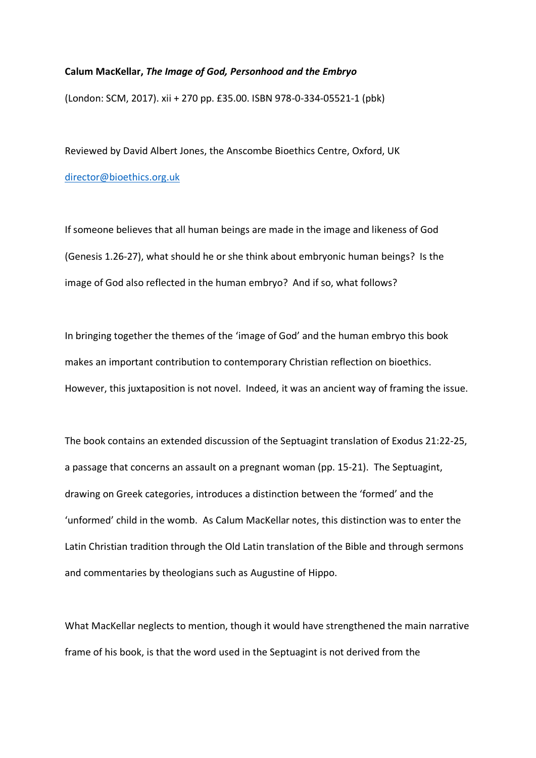**Calum MacKellar, *The Image of God, Personhood and the Embryo***

(London: SCM, 2017). xii + 270 pp. £35.00. ISBN 978-0-334-05521-1 (pbk)

Reviewed by David Albert Jones, the Anscombe Bioethics Centre, Oxford, UK

director@bioethics.org.uk

If someone believes that all human beings are made in the image and likeness of God (Genesis 1.26-27), what should he or she think about embryonic human beings? Is the image of God also reflected in the human embryo? And if so, what follows?

In bringing together the themes of the 'image of God' and the human embryo this book makes an important contribution to contemporary Christian reflection on bioethics. However, this juxtaposition is not novel. Indeed, it was an ancient way of framing the issue.

The book contains an extended discussion of the Septuagint translation of Exodus 21:22-25, a passage that concerns an assault on a pregnant woman (pp. 15-21). The Septuagint, drawing on Greek categories, introduces a distinction between the 'formed' and the 'unformed' child in the womb. As Calum MacKellar notes, this distinction was to enter the Latin Christian tradition through the Old Latin translation of the Bible and through sermons and commentaries by theologians such as Augustine of Hippo.

What MacKellar neglects to mention, though it would have strengthened the main narrative frame of his book, is that the word used in the Septuagint is not derived from the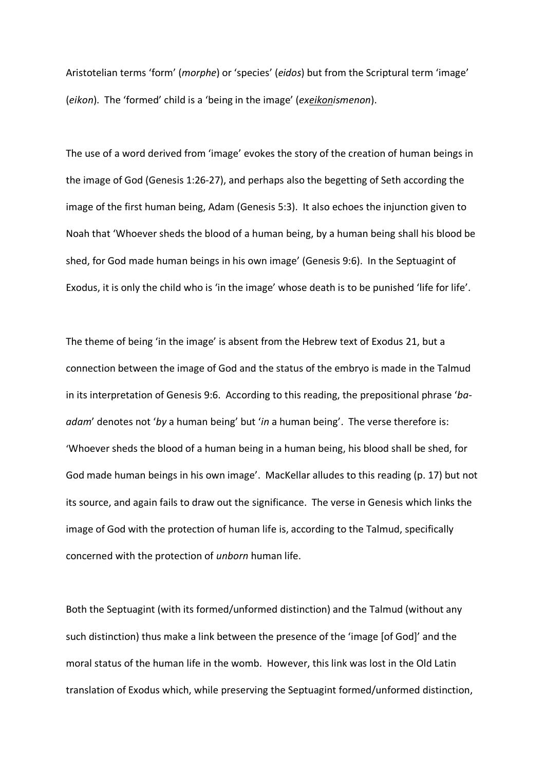Aristotelian terms 'form' (*morphe*) or 'species' (*eidos*) but from the Scriptural term 'image' (*eikon*). The 'formed' child is a 'being in the image' (*ex<u>eikon</u>ismenon*).

The use of a word derived from 'image' evokes the story of the creation of human beings in the image of God (Genesis 1:26-27), and perhaps also the begetting of Seth according the image of the first human being, Adam (Genesis 5:3). It also echoes the injunction given to Noah that 'Whoever sheds the blood of a human being, by a human being shall his blood be shed, for God made human beings in his own image' (Genesis 9:6). In the Septuagint of Exodus, it is only the child who is 'in the image' whose death is to be punished 'life for life'.

The theme of being 'in the image' is absent from the Hebrew text of Exodus 21, but a connection between the image of God and the status of the embryo is made in the Talmud in its interpretation of Genesis 9:6. According to this reading, the prepositional phrase '*ba-adam*' denotes not '*by* a human being' but '*in* a human being'. The verse therefore is: 'Whoever sheds the blood of a human being in a human being, his blood shall be shed, for God made human beings in his own image'. MacKellar alludes to this reading (p. 17) but not its source, and again fails to draw out the significance. The verse in Genesis which links the image of God with the protection of human life is, according to the Talmud, specifically concerned with the protection of *unborn* human life.

Both the Septuagint (with its formed/unformed distinction) and the Talmud (without any such distinction) thus make a link between the presence of the 'image [of God]' and the moral status of the human life in the womb. However, this link was lost in the Old Latin translation of Exodus which, while preserving the Septuagint formed/unformed distinction,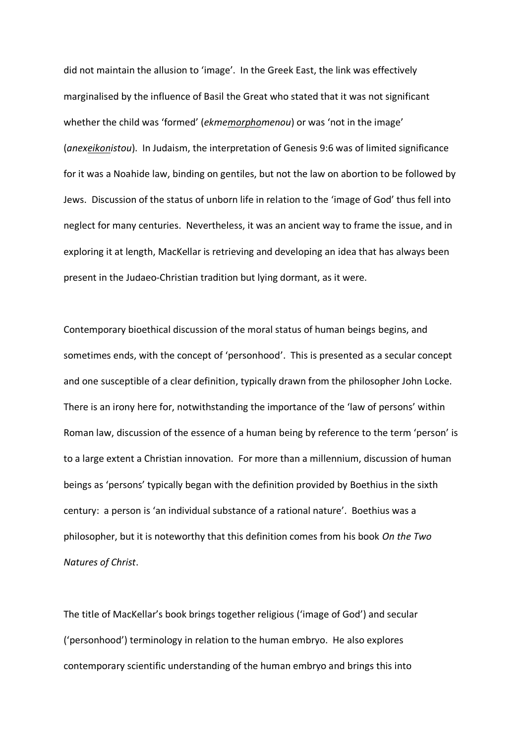did not maintain the allusion to 'image'. In the Greek East, the link was effectively marginalised by the influence of Basil the Great who stated that it was not significant whether the child was 'formed' (*ekme<u>morpho</u>menou*) or was 'not in the image' (*anex<u>eikon</u>istou*). In Judaism, the interpretation of Genesis 9:6 was of limited significance for it was a Noahide law, binding on gentiles, but not the law on abortion to be followed by Jews. Discussion of the status of unborn life in relation to the 'image of God' thus fell into neglect for many centuries. Nevertheless, it was an ancient way to frame the issue, and in exploring it at length, MacKellar is retrieving and developing an idea that has always been present in the Judaeo-Christian tradition but lying dormant, as it were.

Contemporary bioethical discussion of the moral status of human beings begins, and sometimes ends, with the concept of 'personhood'. This is presented as a secular concept and one susceptible of a clear definition, typically drawn from the philosopher John Locke. There is an irony here for, notwithstanding the importance of the 'law of persons' within Roman law, discussion of the essence of a human being by reference to the term 'person' is to a large extent a Christian innovation. For more than a millennium, discussion of human beings as 'persons' typically began with the definition provided by Boethius in the sixth century: a person is 'an individual substance of a rational nature'. Boethius was a philosopher, but it is noteworthy that this definition comes from his book *On the Two Natures of Christ*.

The title of MacKellar's book brings together religious ('image of God') and secular ('personhood') terminology in relation to the human embryo. He also explores contemporary scientific understanding of the human embryo and brings this into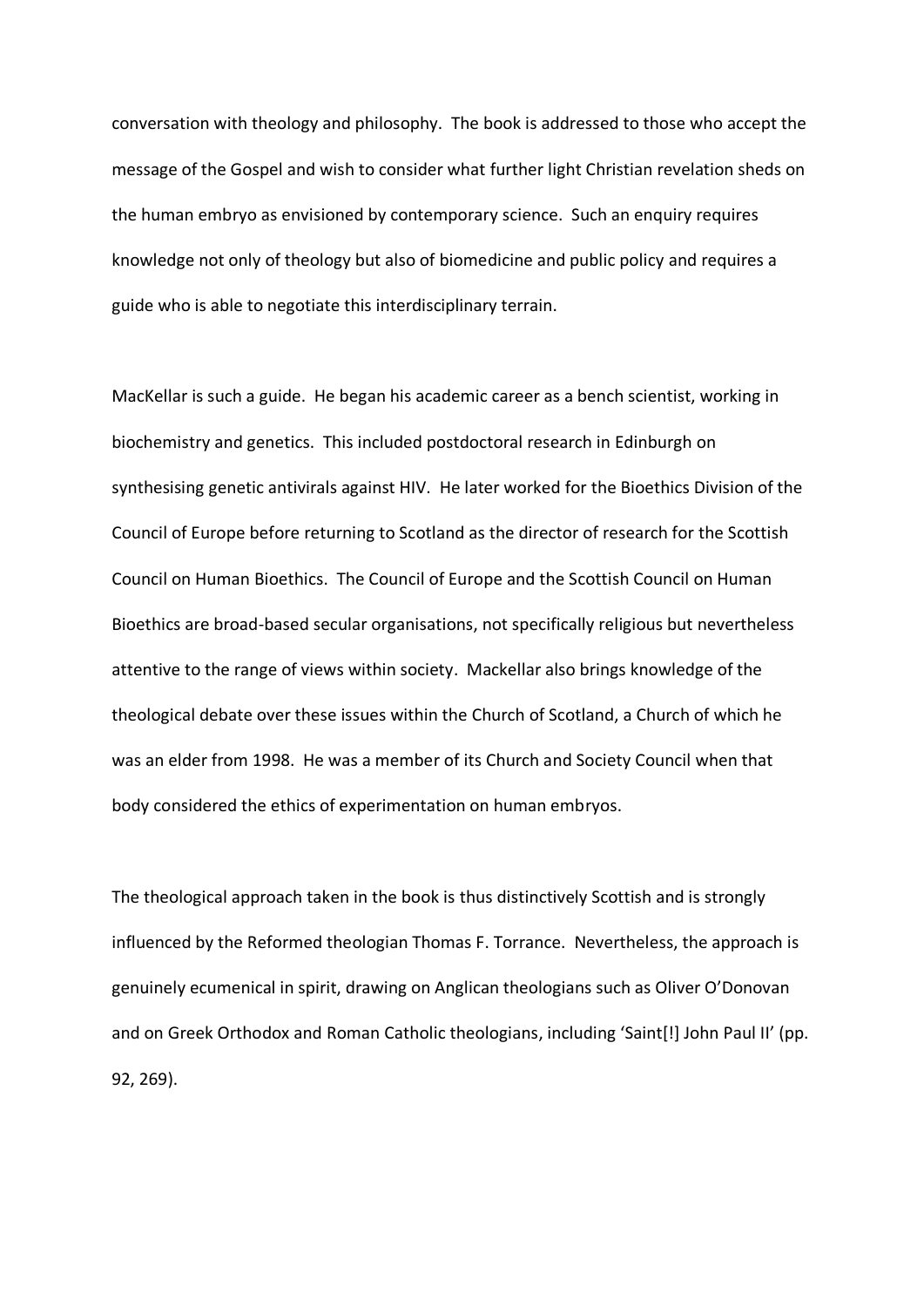conversation with theology and philosophy. The book is addressed to those who accept the message of the Gospel and wish to consider what further light Christian revelation sheds on the human embryo as envisioned by contemporary science. Such an enquiry requires knowledge not only of theology but also of biomedicine and public policy and requires a guide who is able to negotiate this interdisciplinary terrain.

MacKellar is such a guide. He began his academic career as a bench scientist, working in biochemistry and genetics. This included postdoctoral research in Edinburgh on synthesising genetic antivirals against HIV. He later worked for the Bioethics Division of the Council of Europe before returning to Scotland as the director of research for the Scottish Council on Human Bioethics. The Council of Europe and the Scottish Council on Human Bioethics are broad-based secular organisations, not specifically religious but nevertheless attentive to the range of views within society. Mackellar also brings knowledge of the theological debate over these issues within the Church of Scotland, a Church of which he was an elder from 1998. He was a member of its Church and Society Council when that body considered the ethics of experimentation on human embryos.

The theological approach taken in the book is thus distinctively Scottish and is strongly influenced by the Reformed theologian Thomas F. Torrance. Nevertheless, the approach is genuinely ecumenical in spirit, drawing on Anglican theologians such as Oliver O'Donovan and on Greek Orthodox and Roman Catholic theologians, including 'Saint[!] John Paul II' (pp. 92, 269).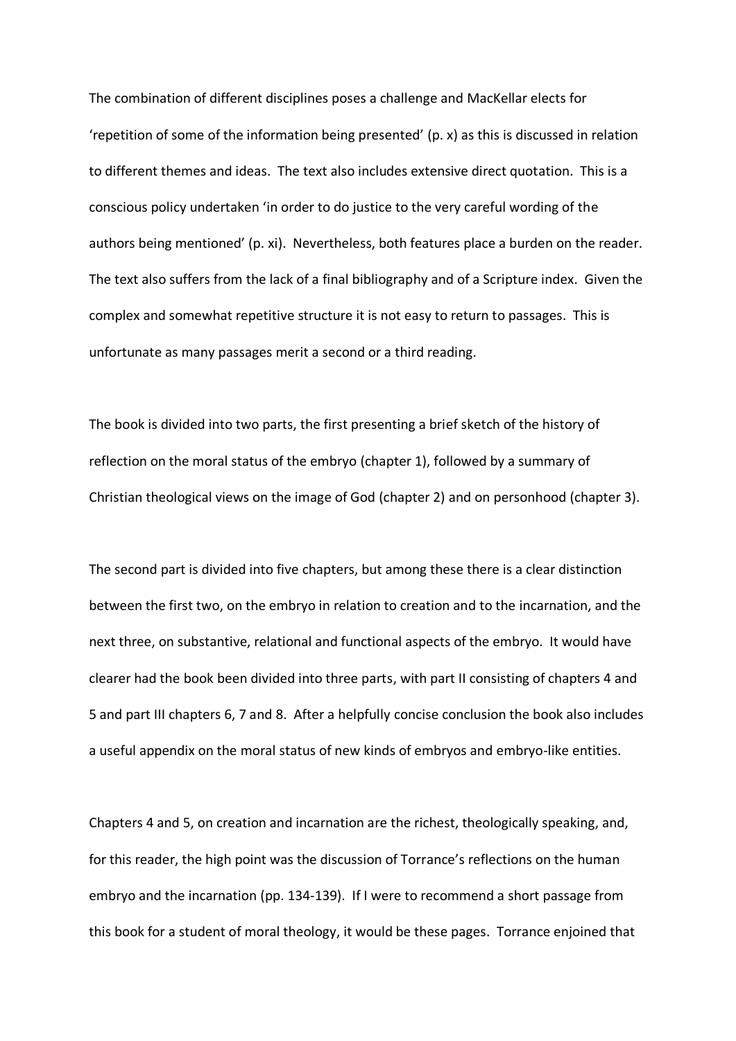The combination of different disciplines poses a challenge and MacKellar elects for 'repetition of some of the information being presented' (p. x) as this is discussed in relation to different themes and ideas. The text also includes extensive direct quotation. This is a conscious policy undertaken 'in order to do justice to the very careful wording of the authors being mentioned' (p. xi). Nevertheless, both features place a burden on the reader. The text also suffers from the lack of a final bibliography and of a Scripture index. Given the complex and somewhat repetitive structure it is not easy to return to passages. This is unfortunate as many passages merit a second or a third reading.

The book is divided into two parts, the first presenting a brief sketch of the history of reflection on the moral status of the embryo (chapter 1), followed by a summary of Christian theological views on the image of God (chapter 2) and on personhood (chapter 3).

The second part is divided into five chapters, but among these there is a clear distinction between the first two, on the embryo in relation to creation and to the incarnation, and the next three, on substantive, relational and functional aspects of the embryo. It would have clearer had the book been divided into three parts, with part II consisting of chapters 4 and 5 and part III chapters 6, 7 and 8. After a helpfully concise conclusion the book also includes a useful appendix on the moral status of new kinds of embryos and embryo-like entities.

Chapters 4 and 5, on creation and incarnation are the richest, theologically speaking, and, for this reader, the high point was the discussion of Torrance's reflections on the human embryo and the incarnation (pp. 134-139). If I were to recommend a short passage from this book for a student of moral theology, it would be these pages. Torrance enjoined that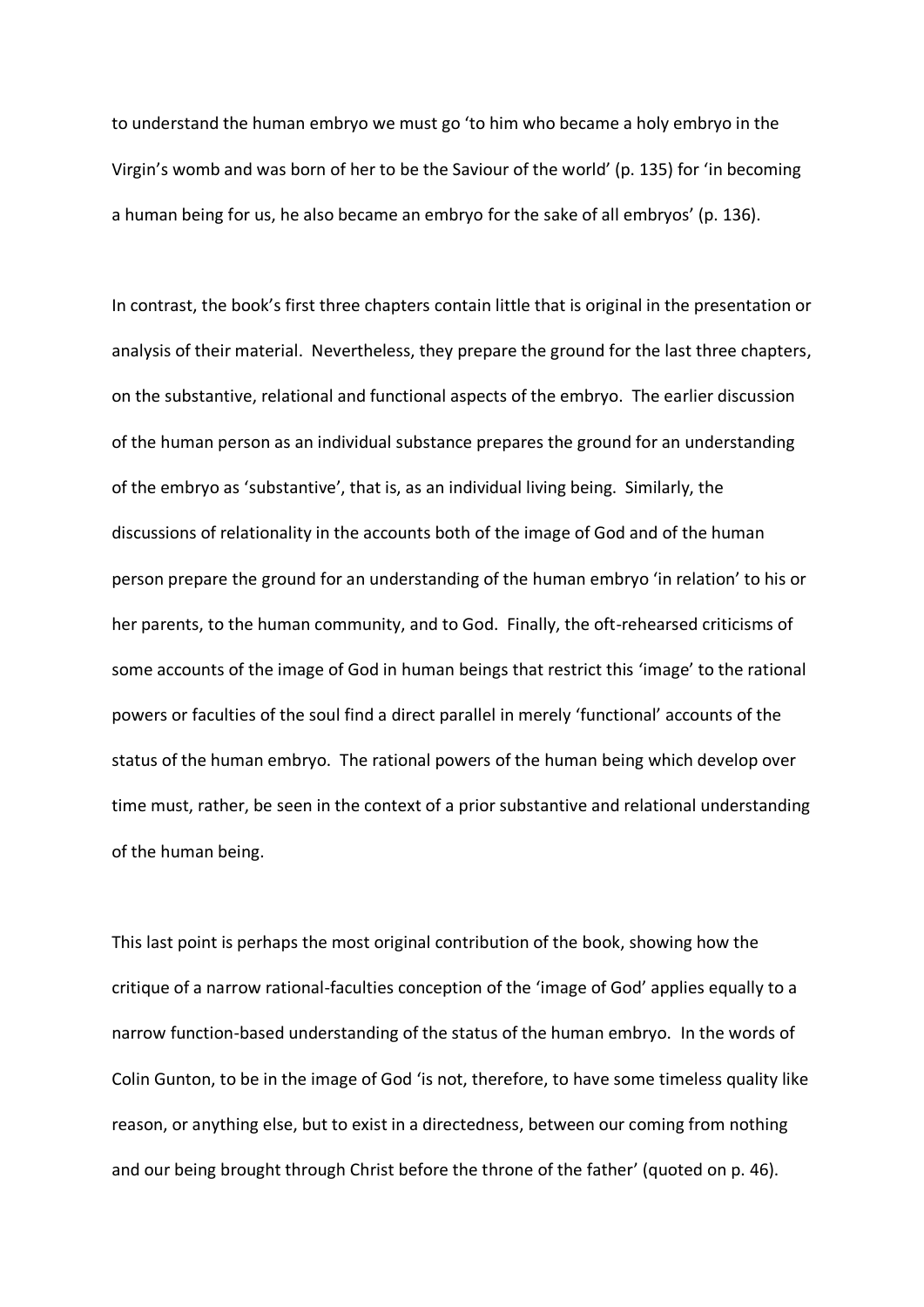to understand the human embryo we must go 'to him who became a holy embryo in the Virgin's womb and was born of her to be the Saviour of the world' (p. 135) for 'in becoming a human being for us, he also became an embryo for the sake of all embryos' (p. 136).

In contrast, the book's first three chapters contain little that is original in the presentation or analysis of their material. Nevertheless, they prepare the ground for the last three chapters, on the substantive, relational and functional aspects of the embryo. The earlier discussion of the human person as an individual substance prepares the ground for an understanding of the embryo as 'substantive', that is, as an individual living being. Similarly, the discussions of relationality in the accounts both of the image of God and of the human person prepare the ground for an understanding of the human embryo 'in relation' to his or her parents, to the human community, and to God. Finally, the oft-rehearsed criticisms of some accounts of the image of God in human beings that restrict this 'image' to the rational powers or faculties of the soul find a direct parallel in merely 'functional' accounts of the status of the human embryo. The rational powers of the human being which develop over time must, rather, be seen in the context of a prior substantive and relational understanding of the human being.

This last point is perhaps the most original contribution of the book, showing how the critique of a narrow rational-faculties conception of the 'image of God' applies equally to a narrow function-based understanding of the status of the human embryo. In the words of Colin Gunton, to be in the image of God 'is not, therefore, to have some timeless quality like reason, or anything else, but to exist in a directedness, between our coming from nothing and our being brought through Christ before the throne of the father' (quoted on p. 46).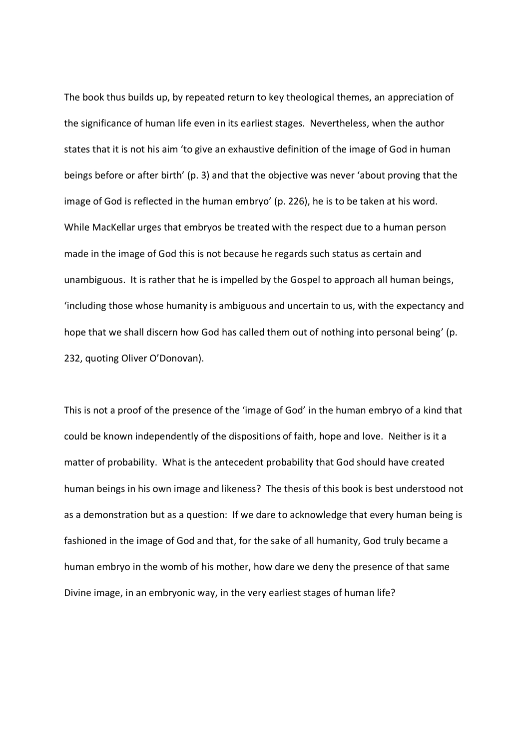The book thus builds up, by repeated return to key theological themes, an appreciation of the significance of human life even in its earliest stages. Nevertheless, when the author states that it is not his aim 'to give an exhaustive definition of the image of God in human beings before or after birth' (p. 3) and that the objective was never 'about proving that the image of God is reflected in the human embryo' (p. 226), he is to be taken at his word. While MacKellar urges that embryos be treated with the respect due to a human person made in the image of God this is not because he regards such status as certain and unambiguous. It is rather that he is impelled by the Gospel to approach all human beings, 'including those whose humanity is ambiguous and uncertain to us, with the expectancy and hope that we shall discern how God has called them out of nothing into personal being' (p. 232, quoting Oliver O'Donovan).

This is not a proof of the presence of the 'image of God' in the human embryo of a kind that could be known independently of the dispositions of faith, hope and love. Neither is it a matter of probability. What is the antecedent probability that God should have created human beings in his own image and likeness? The thesis of this book is best understood not as a demonstration but as a question: If we dare to acknowledge that every human being is fashioned in the image of God and that, for the sake of all humanity, God truly became a human embryo in the womb of his mother, how dare we deny the presence of that same Divine image, in an embryonic way, in the very earliest stages of human life?